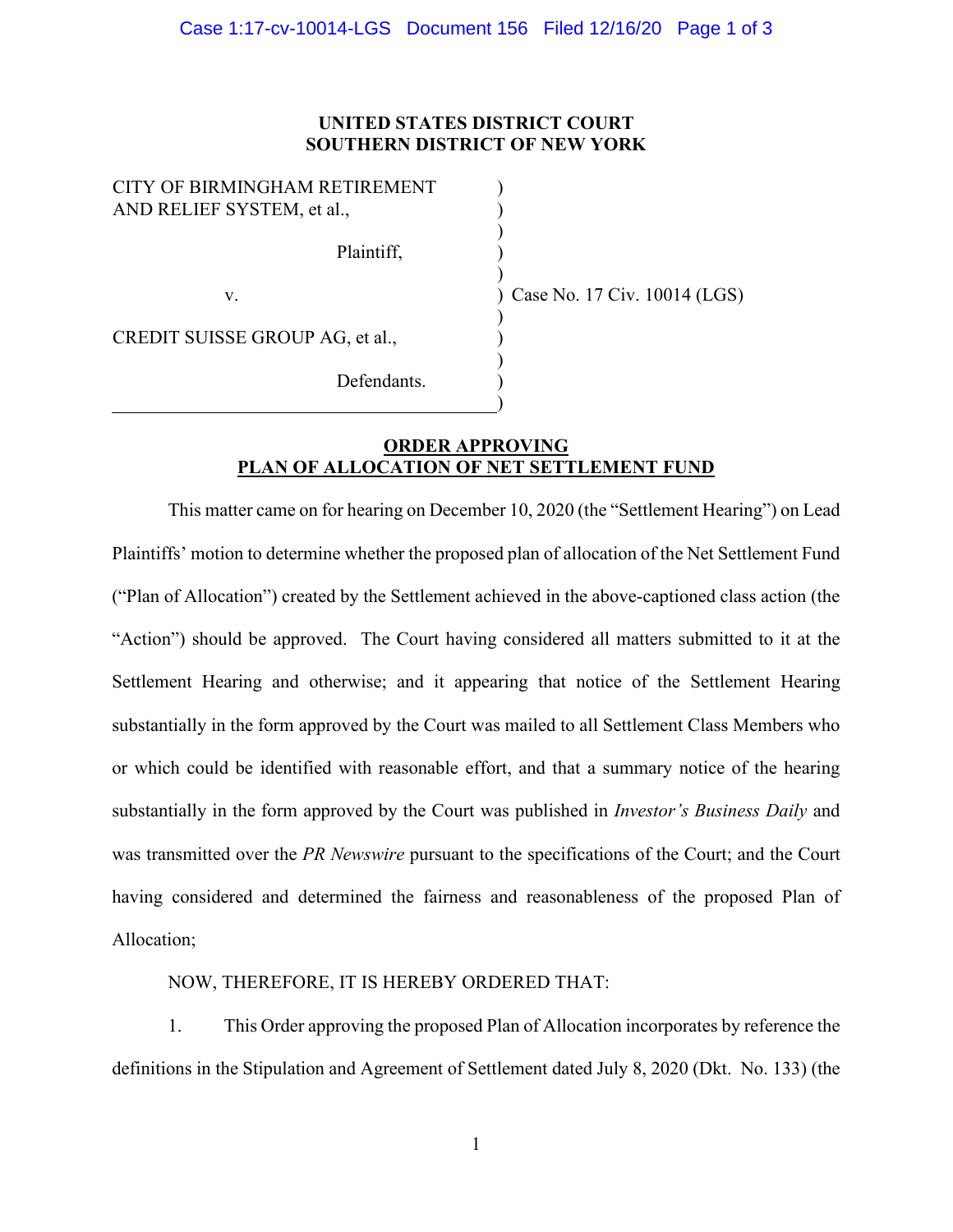**UNITED STATES DISTRICT COURT**
**SOUTHERN DISTRICT OF NEW YORK**

| | |
|---|---|
| CITY OF BIRMINGHAM RETIREMENT AND RELIEF SYSTEM, et al., | |
| Plaintiff, | |
| v. | Case No. 17 Civ. 10014 (LGS) |
| CREDIT SUISSE GROUP AG, et al., | |
| Defendants. | |

**ORDER APPROVING**
**PLAN OF ALLOCATION OF NET SETTLEMENT FUND**

This matter came on for hearing on December 10, 2020 (the "Settlement Hearing") on Lead Plaintiffs' motion to determine whether the proposed plan of allocation of the Net Settlement Fund ("Plan of Allocation") created by the Settlement achieved in the above-captioned class action (the "Action") should be approved. The Court having considered all matters submitted to it at the Settlement Hearing and otherwise; and it appearing that notice of the Settlement Hearing substantially in the form approved by the Court was mailed to all Settlement Class Members who or which could be identified with reasonable effort, and that a summary notice of the hearing substantially in the form approved by the Court was published in *Investor's Business Daily* and was transmitted over the *PR Newswire* pursuant to the specifications of the Court; and the Court having considered and determined the fairness and reasonableness of the proposed Plan of Allocation;

NOW, THEREFORE, IT IS HEREBY ORDERED THAT:

1. This Order approving the proposed Plan of Allocation incorporates by reference the definitions in the Stipulation and Agreement of Settlement dated July 8, 2020 (Dkt. No. 133) (the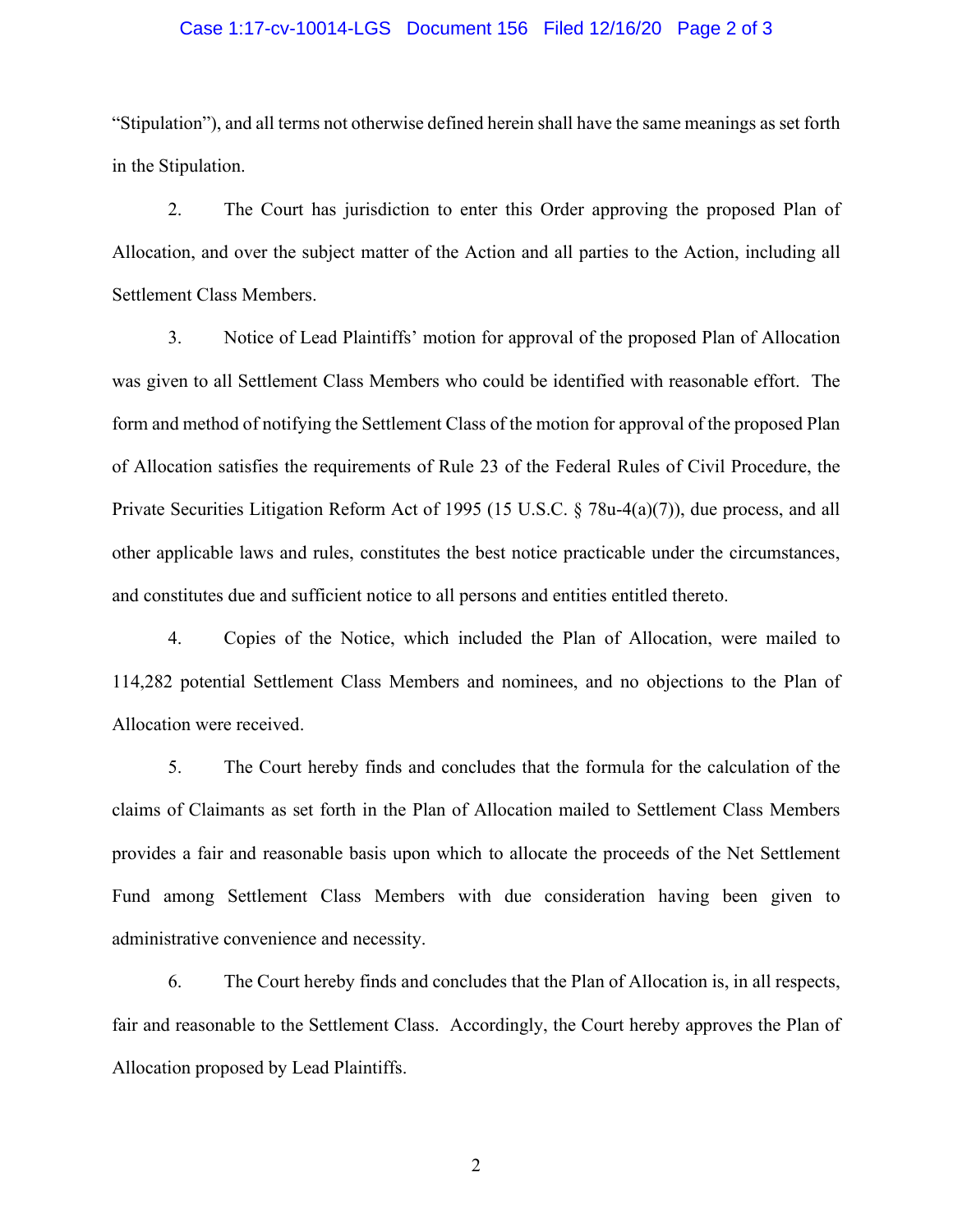"Stipulation"), and all terms not otherwise defined herein shall have the same meanings as set forth in the Stipulation.

2. The Court has jurisdiction to enter this Order approving the proposed Plan of Allocation, and over the subject matter of the Action and all parties to the Action, including all Settlement Class Members.

3. Notice of Lead Plaintiffs' motion for approval of the proposed Plan of Allocation was given to all Settlement Class Members who could be identified with reasonable effort. The form and method of notifying the Settlement Class of the motion for approval of the proposed Plan of Allocation satisfies the requirements of Rule 23 of the Federal Rules of Civil Procedure, the Private Securities Litigation Reform Act of 1995 (15 U.S.C. § 78u-4(a)(7)), due process, and all other applicable laws and rules, constitutes the best notice practicable under the circumstances, and constitutes due and sufficient notice to all persons and entities entitled thereto.

4. Copies of the Notice, which included the Plan of Allocation, were mailed to 114,282 potential Settlement Class Members and nominees, and no objections to the Plan of Allocation were received.

5. The Court hereby finds and concludes that the formula for the calculation of the claims of Claimants as set forth in the Plan of Allocation mailed to Settlement Class Members provides a fair and reasonable basis upon which to allocate the proceeds of the Net Settlement Fund among Settlement Class Members with due consideration having been given to administrative convenience and necessity.

6. The Court hereby finds and concludes that the Plan of Allocation is, in all respects, fair and reasonable to the Settlement Class. Accordingly, the Court hereby approves the Plan of Allocation proposed by Lead Plaintiffs.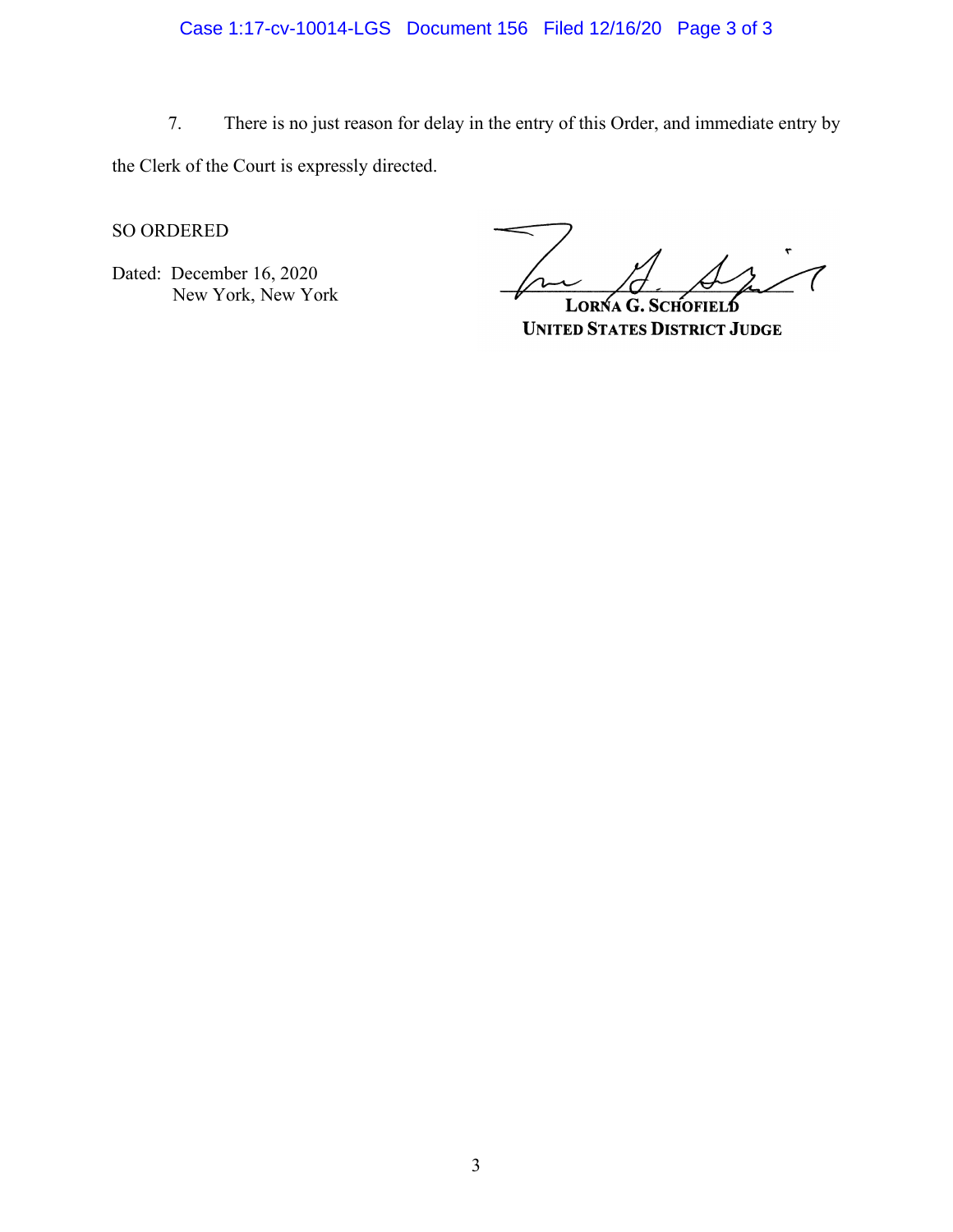7. There is no just reason for delay in the entry of this Order, and immediate entry by the Clerk of the Court is expressly directed.

SO ORDERED

Dated: December 16, 2020
New York, New York

LORNA G. SCHOFIELD
UNITED STATES DISTRICT JUDGE